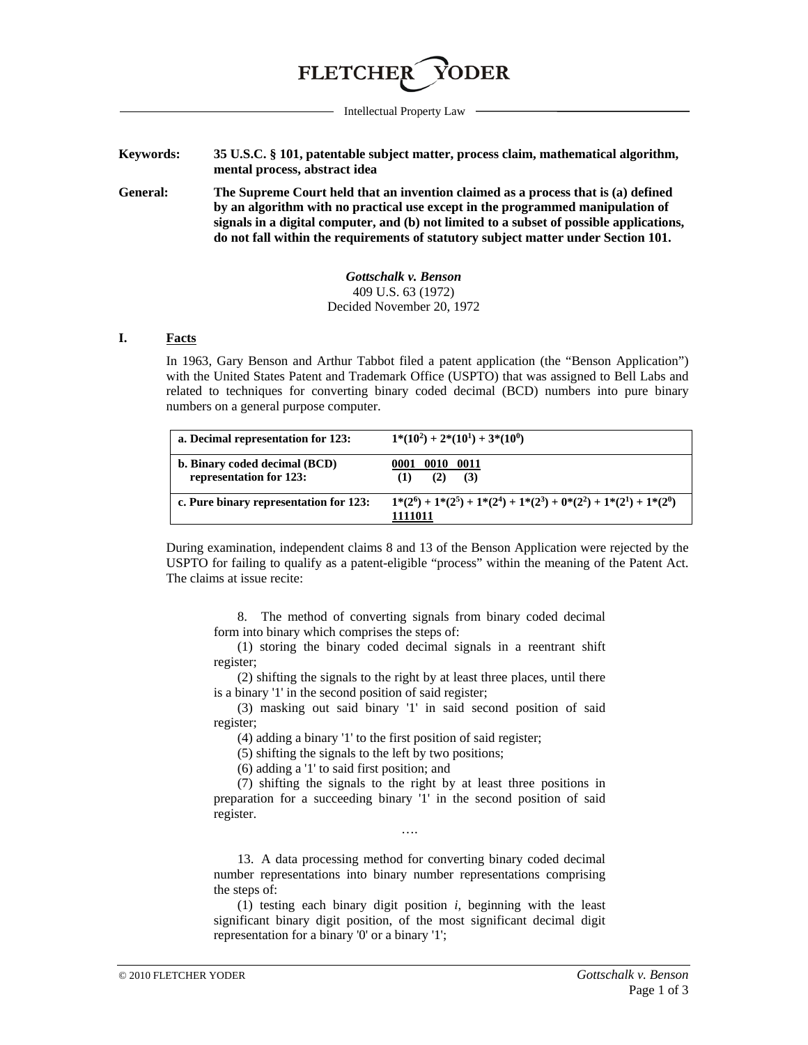# FLETCHER YODER

Intellectual Property Law

**Keywords:** **35 U.S.C. § 101, patentable subject matter, process claim, mathematical algorithm, mental process, abstract idea**

**General:** **The Supreme Court held that an invention claimed as a process that is (a) defined by an algorithm with no practical use except in the programmed manipulation of signals in a digital computer, and (b) not limited to a subset of possible applications, do not fall within the requirements of statutory subject matter under Section 101.**

***Gottschalk v. Benson***
409 U.S. 63 (1972)
Decided November 20, 1972

## I. Facts

In 1963, Gary Benson and Arthur Tabbot filed a patent application (the "Benson Application") with the United States Patent and Trademark Office (USPTO) that was assigned to Bell Labs and related to techniques for converting binary coded decimal (BCD) numbers into pure binary numbers on a general purpose computer.

| | |
|---|---|
| **a. Decimal representation for 123:** | $1*(10^2) + 2*(10^1) + 3*(10^0)$ |
| **b. Binary coded decimal (BCD) representation for 123:** | <u>**0001 0010 0011**</u> **(1) (2) (3)** |
| **c. Pure binary representation for 123:** | $1*(2^6) + 1*(2^5) + 1*(2^4) + 1*(2^3) + 0*(2^2) + 1*(2^1) + 1*(2^0)$ <u>**1111011**</u> |

During examination, independent claims 8 and 13 of the Benson Application were rejected by the USPTO for failing to qualify as a patent-eligible "process" within the meaning of the Patent Act. The claims at issue recite:

> 8. The method of converting signals from binary coded decimal form into binary which comprises the steps of:
>
> (1) storing the binary coded decimal signals in a reentrant shift register;
>
> (2) shifting the signals to the right by at least three places, until there is a binary '1' in the second position of said register;
>
> (3) masking out said binary '1' in said second position of said register;
>
> (4) adding a binary '1' to the first position of said register;
>
> (5) shifting the signals to the left by two positions;
>
> (6) adding a '1' to said first position; and
>
> (7) shifting the signals to the right by at least three positions in preparation for a succeeding binary '1' in the second position of said register.
>
> ….
>
> 13. A data processing method for converting binary coded decimal number representations into binary number representations comprising the steps of:
>
> (1) testing each binary digit position *i*, beginning with the least significant binary digit position, of the most significant decimal digit representation for a binary '0' or a binary '1';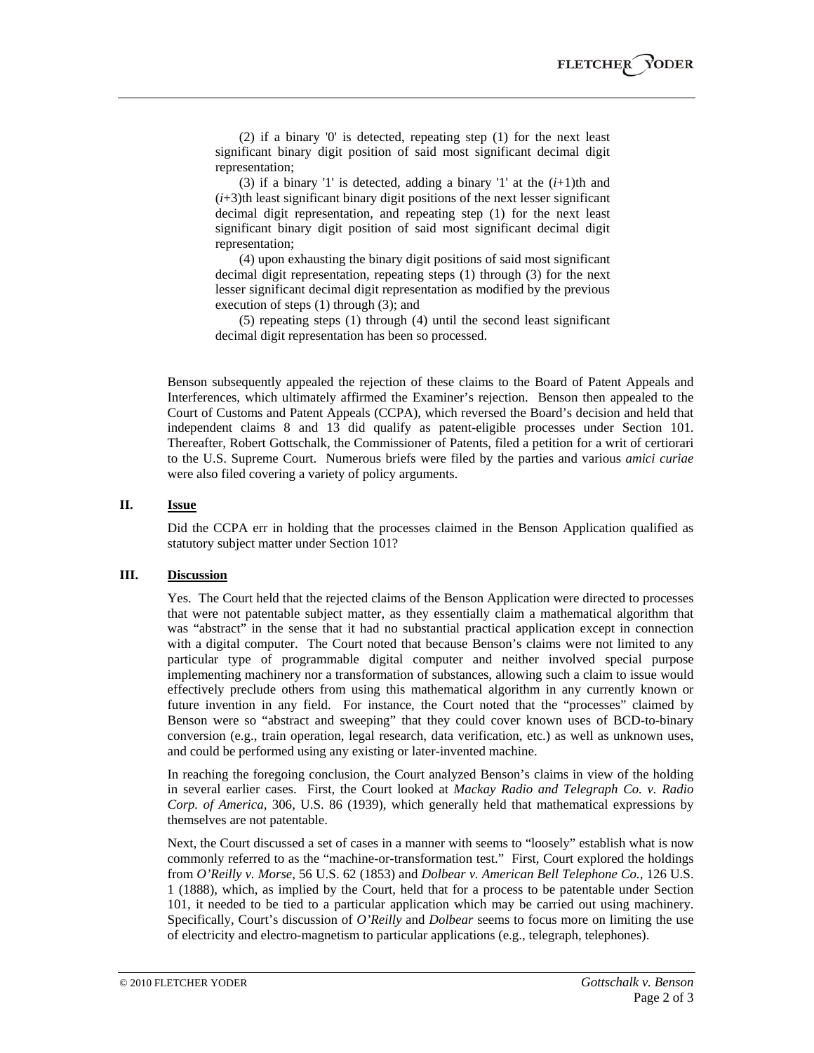(2) if a binary '0' is detected, repeating step (1) for the next least significant binary digit position of said most significant decimal digit representation;

(3) if a binary '1' is detected, adding a binary '1' at the ($i$+1)th and ($i$+3)th least significant binary digit positions of the next lesser significant decimal digit representation, and repeating step (1) for the next least significant binary digit position of said most significant decimal digit representation;

(4) upon exhausting the binary digit positions of said most significant decimal digit representation, repeating steps (1) through (3) for the next lesser significant decimal digit representation as modified by the previous execution of steps (1) through (3); and

(5) repeating steps (1) through (4) until the second least significant decimal digit representation has been so processed.

Benson subsequently appealed the rejection of these claims to the Board of Patent Appeals and Interferences, which ultimately affirmed the Examiner's rejection. Benson then appealed to the Court of Customs and Patent Appeals (CCPA), which reversed the Board's decision and held that independent claims 8 and 13 did qualify as patent-eligible processes under Section 101. Thereafter, Robert Gottschalk, the Commissioner of Patents, filed a petition for a writ of certiorari to the U.S. Supreme Court. Numerous briefs were filed by the parties and various *amici curiae* were also filed covering a variety of policy arguments.

## II. <u>Issue</u>

Did the CCPA err in holding that the processes claimed in the Benson Application qualified as statutory subject matter under Section 101?

## III. <u>Discussion</u>

Yes. The Court held that the rejected claims of the Benson Application were directed to processes that were not patentable subject matter, as they essentially claim a mathematical algorithm that was "abstract" in the sense that it had no substantial practical application except in connection with a digital computer. The Court noted that because Benson's claims were not limited to any particular type of programmable digital computer and neither involved special purpose implementing machinery nor a transformation of substances, allowing such a claim to issue would effectively preclude others from using this mathematical algorithm in any currently known or future invention in any field. For instance, the Court noted that the "processes" claimed by Benson were so "abstract and sweeping" that they could cover known uses of BCD-to-binary conversion (e.g., train operation, legal research, data verification, etc.) as well as unknown uses, and could be performed using any existing or later-invented machine.

In reaching the foregoing conclusion, the Court analyzed Benson's claims in view of the holding in several earlier cases. First, the Court looked at *Mackay Radio and Telegraph Co. v. Radio Corp. of America*, 306, U.S. 86 (1939), which generally held that mathematical expressions by themselves are not patentable.

Next, the Court discussed a set of cases in a manner with seems to "loosely" establish what is now commonly referred to as the "machine-or-transformation test." First, Court explored the holdings from *O'Reilly v. Morse*, 56 U.S. 62 (1853) and *Dolbear v. American Bell Telephone Co.*, 126 U.S. 1 (1888), which, as implied by the Court, held that for a process to be patentable under Section 101, it needed to be tied to a particular application which may be carried out using machinery. Specifically, Court's discussion of *O'Reilly* and *Dolbear* seems to focus more on limiting the use of electricity and electro-magnetism to particular applications (e.g., telegraph, telephones).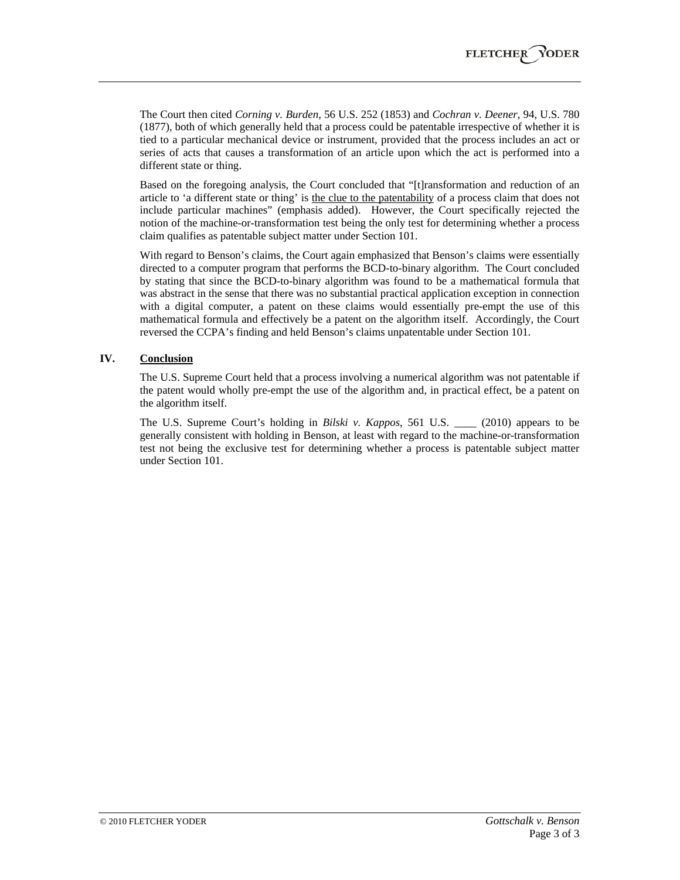The Court then cited *Corning v. Burden*, 56 U.S. 252 (1853) and *Cochran v. Deener*, 94, U.S. 780 (1877), both of which generally held that a process could be patentable irrespective of whether it is tied to a particular mechanical device or instrument, provided that the process includes an act or series of acts that causes a transformation of an article upon which the act is performed into a different state or thing.

Based on the foregoing analysis, the Court concluded that "[t]ransformation and reduction of an article to 'a different state or thing' is <u>the clue to the patentability</u> of a process claim that does not include particular machines" (emphasis added). However, the Court specifically rejected the notion of the machine-or-transformation test being the only test for determining whether a process claim qualifies as patentable subject matter under Section 101.

With regard to Benson's claims, the Court again emphasized that Benson's claims were essentially directed to a computer program that performs the BCD-to-binary algorithm. The Court concluded by stating that since the BCD-to-binary algorithm was found to be a mathematical formula that was abstract in the sense that there was no substantial practical application exception in connection with a digital computer, a patent on these claims would essentially pre-empt the use of this mathematical formula and effectively be a patent on the algorithm itself. Accordingly, the Court reversed the CCPA's finding and held Benson's claims unpatentable under Section 101.

## IV. <u>Conclusion</u>

The U.S. Supreme Court held that a process involving a numerical algorithm was not patentable if the patent would wholly pre-empt the use of the algorithm and, in practical effect, be a patent on the algorithm itself.

The U.S. Supreme Court's holding in *Bilski v. Kappos*, 561 U.S. ____ (2010) appears to be generally consistent with holding in Benson, at least with regard to the machine-or-transformation test not being the exclusive test for determining whether a process is patentable subject matter under Section 101.